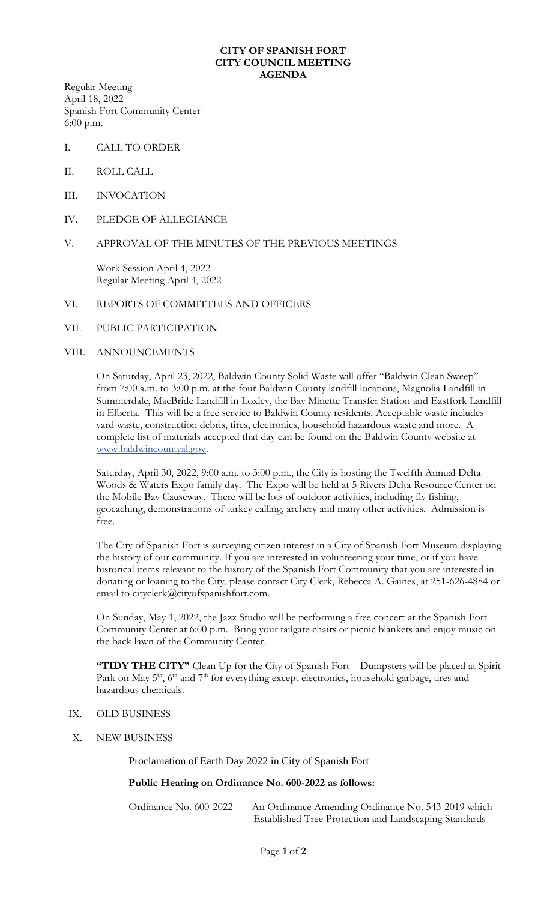**CITY OF SPANISH FORT**
**CITY COUNCIL MEETING**
**AGENDA**

Regular Meeting
April 18, 2022
Spanish Fort Community Center
6:00 p.m.

I. CALL TO ORDER

II. ROLL CALL

III. INVOCATION

IV. PLEDGE OF ALLEGIANCE

V. APPROVAL OF THE MINUTES OF THE PREVIOUS MEETINGS

Work Session April 4, 2022
Regular Meeting April 4, 2022

VI. REPORTS OF COMMITTEES AND OFFICERS

VII. PUBLIC PARTICIPATION

VIII. ANNOUNCEMENTS

On Saturday, April 23, 2022, Baldwin County Solid Waste will offer "Baldwin Clean Sweep" from 7:00 a.m. to 3:00 p.m. at the four Baldwin County landfill locations, Magnolia Landfill in Summerdale, MacBride Landfill in Loxley, the Bay Minette Transfer Station and Eastfork Landfill in Elberta. This will be a free service to Baldwin County residents. Acceptable waste includes yard waste, construction debris, tires, electronics, household hazardous waste and more. A complete list of materials accepted that day can be found on the Baldwin County website at www.baldwincountyal.gov.

Saturday, April 30, 2022, 9:00 a.m. to 3:00 p.m., the City is hosting the Twelfth Annual Delta Woods & Waters Expo family day. The Expo will be held at 5 Rivers Delta Resource Center on the Mobile Bay Causeway. There will be lots of outdoor activities, including fly fishing, geocaching, demonstrations of turkey calling, archery and many other activities. Admission is free.

The City of Spanish Fort is surveying citizen interest in a City of Spanish Fort Museum displaying the history of our community. If you are interested in volunteering your time, or if you have historical items relevant to the history of the Spanish Fort Community that you are interested in donating or loaning to the City, please contact City Clerk, Rebecca A. Gaines, at 251-626-4884 or email to cityclerk@cityofspanishfort.com.

On Sunday, May 1, 2022, the Jazz Studio will be performing a free concert at the Spanish Fort Community Center at 6:00 p.m. Bring your tailgate chairs or picnic blankets and enjoy music on the back lawn of the Community Center.

**"TIDY THE CITY"** Clean Up for the City of Spanish Fort – Dumpsters will be placed at Spirit Park on May 5th, 6th and 7th for everything except electronics, household garbage, tires and hazardous chemicals.

IX. OLD BUSINESS

X. NEW BUSINESS

Proclamation of Earth Day 2022 in City of Spanish Fort

**Public Hearing on Ordinance No. 600-2022 as follows:**

Ordinance No. 600-2022 -----An Ordinance Amending Ordinance No. 543-2019 which Established Tree Protection and Landscaping Standards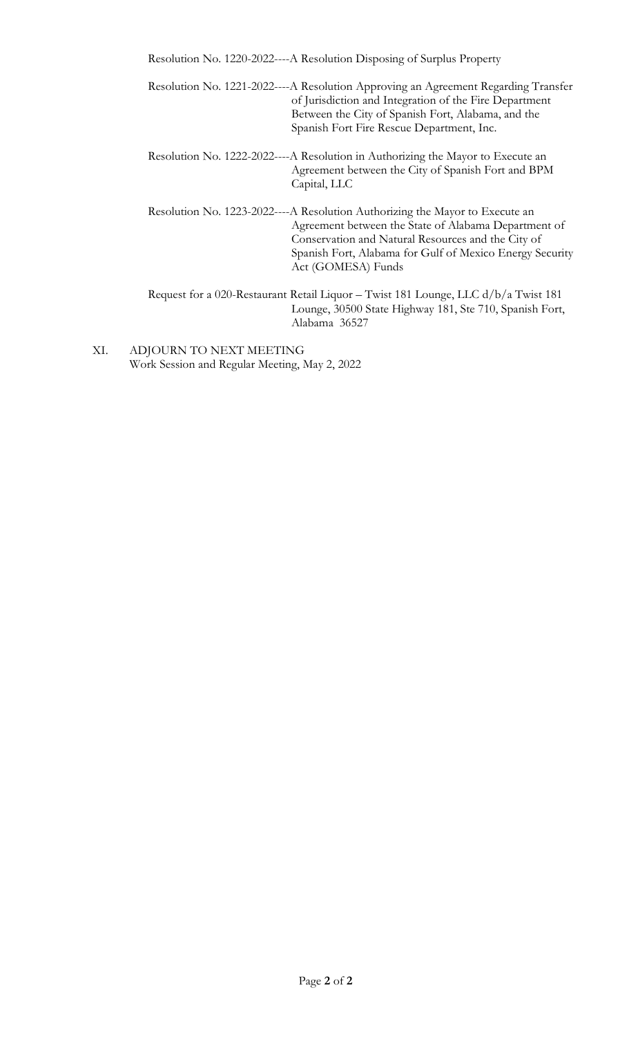Resolution No. 1220-2022----A Resolution Disposing of Surplus Property

Resolution No. 1221-2022----A Resolution Approving an Agreement Regarding Transfer of Jurisdiction and Integration of the Fire Department Between the City of Spanish Fort, Alabama, and the Spanish Fort Fire Rescue Department, Inc.

Resolution No. 1222-2022----A Resolution in Authorizing the Mayor to Execute an Agreement between the City of Spanish Fort and BPM Capital, LLC

Resolution No. 1223-2022----A Resolution Authorizing the Mayor to Execute an Agreement between the State of Alabama Department of Conservation and Natural Resources and the City of Spanish Fort, Alabama for Gulf of Mexico Energy Security Act (GOMESA) Funds

Request for a 020-Restaurant Retail Liquor – Twist 181 Lounge, LLC d/b/a Twist 181 Lounge, 30500 State Highway 181, Ste 710, Spanish Fort, Alabama 36527

XI. ADJOURN TO NEXT MEETING
Work Session and Regular Meeting, May 2, 2022